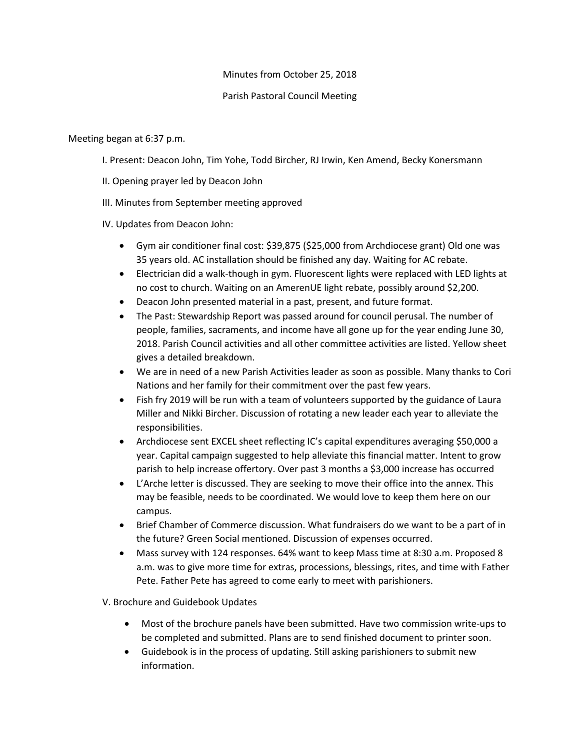Minutes from October 25, 2018

Parish Pastoral Council Meeting

Meeting began at 6:37 p.m.

I. Present: Deacon John, Tim Yohe, Todd Bircher, RJ Irwin, Ken Amend, Becky Konersmann

II. Opening prayer led by Deacon John

III. Minutes from September meeting approved

IV. Updates from Deacon John:

- Gym air conditioner final cost: $39,875 ($25,000 from Archdiocese grant) Old one was 35 years old. AC installation should be finished any day. Waiting for AC rebate.
- Electrician did a walk-though in gym. Fluorescent lights were replaced with LED lights at no cost to church. Waiting on an AmerenUE light rebate, possibly around $2,200.
- Deacon John presented material in a past, present, and future format.
- The Past: Stewardship Report was passed around for council perusal. The number of people, families, sacraments, and income have all gone up for the year ending June 30, 2018. Parish Council activities and all other committee activities are listed. Yellow sheet gives a detailed breakdown.
- We are in need of a new Parish Activities leader as soon as possible. Many thanks to Cori Nations and her family for their commitment over the past few years.
- Fish fry 2019 will be run with a team of volunteers supported by the guidance of Laura Miller and Nikki Bircher. Discussion of rotating a new leader each year to alleviate the responsibilities.
- Archdiocese sent EXCEL sheet reflecting IC's capital expenditures averaging $50,000 a year. Capital campaign suggested to help alleviate this financial matter. Intent to grow parish to help increase offertory. Over past 3 months a $3,000 increase has occurred
- L'Arche letter is discussed. They are seeking to move their office into the annex. This may be feasible, needs to be coordinated. We would love to keep them here on our campus.
- Brief Chamber of Commerce discussion. What fundraisers do we want to be a part of in the future? Green Social mentioned. Discussion of expenses occurred.
- Mass survey with 124 responses. 64% want to keep Mass time at 8:30 a.m. Proposed 8 a.m. was to give more time for extras, processions, blessings, rites, and time with Father Pete. Father Pete has agreed to come early to meet with parishioners.

V. Brochure and Guidebook Updates

- Most of the brochure panels have been submitted. Have two commission write-ups to be completed and submitted. Plans are to send finished document to printer soon.
- Guidebook is in the process of updating. Still asking parishioners to submit new information.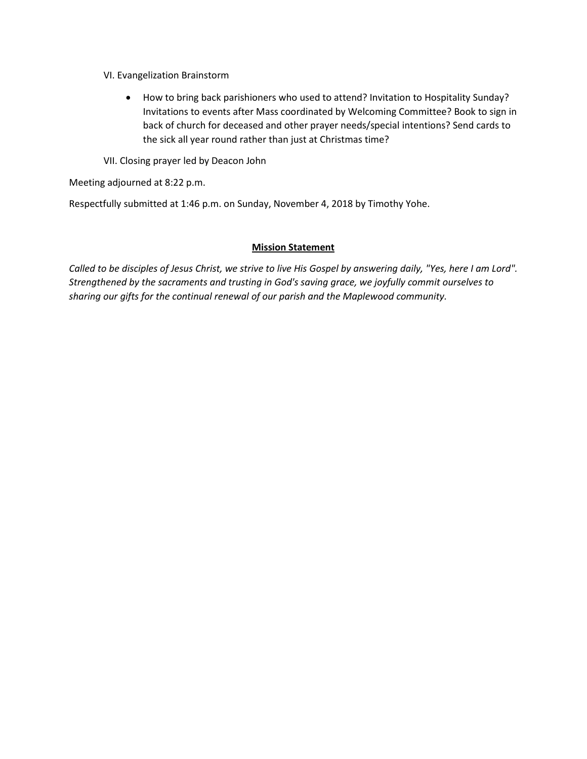VI. Evangelization Brainstorm

- How to bring back parishioners who used to attend? Invitation to Hospitality Sunday? Invitations to events after Mass coordinated by Welcoming Committee? Book to sign in back of church for deceased and other prayer needs/special intentions? Send cards to the sick all year round rather than just at Christmas time?

VII. Closing prayer led by Deacon John

Meeting adjourned at 8:22 p.m.

Respectfully submitted at 1:46 p.m. on Sunday, November 4, 2018 by Timothy Yohe.

**Mission Statement**

*Called to be disciples of Jesus Christ, we strive to live His Gospel by answering daily, "Yes, here I am Lord". Strengthened by the sacraments and trusting in God's saving grace, we joyfully commit ourselves to sharing our gifts for the continual renewal of our parish and the Maplewood community.*